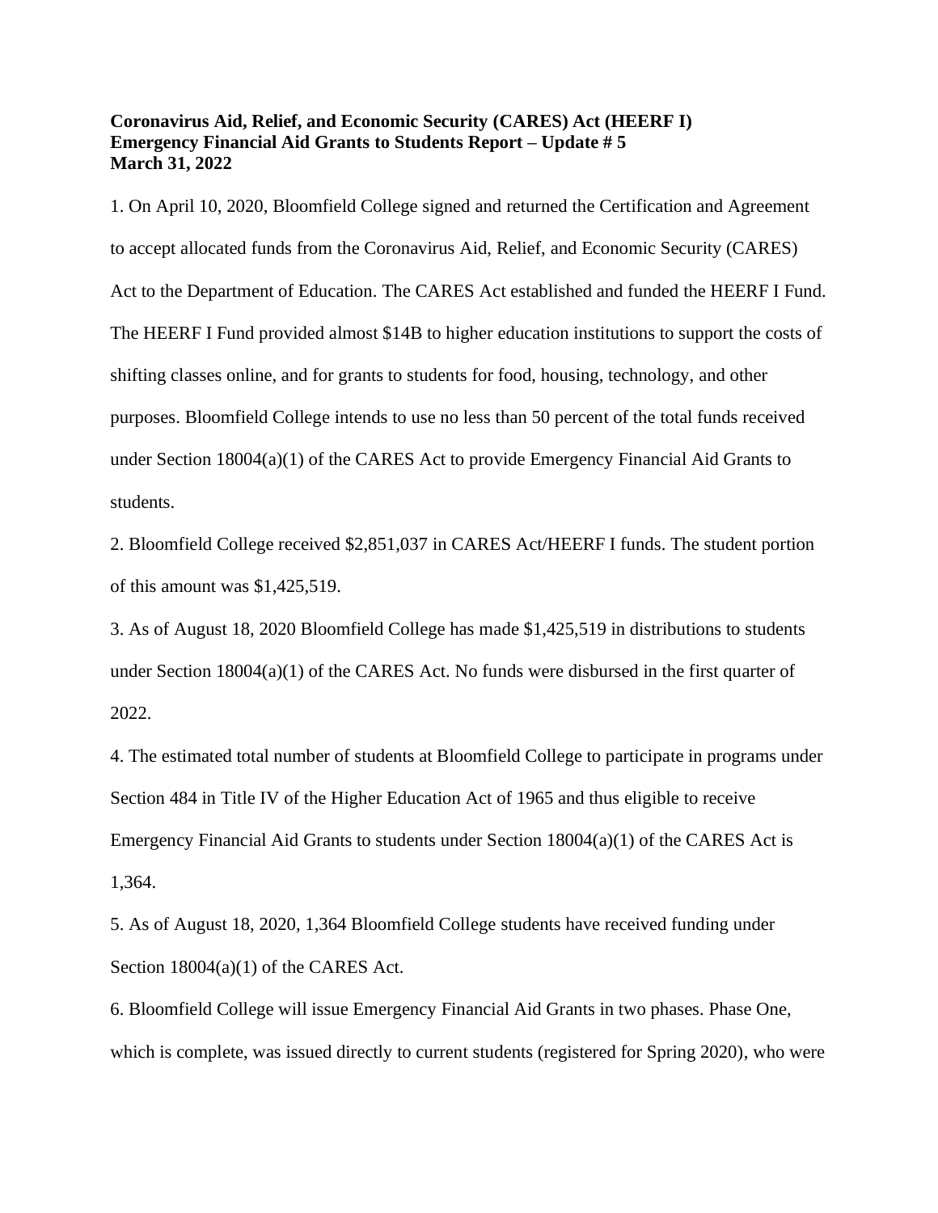**Coronavirus Aid, Relief, and Economic Security (CARES) Act (HEERF I)**
**Emergency Financial Aid Grants to Students Report – Update # 5**
**March 31, 2022**

1. On April 10, 2020, Bloomfield College signed and returned the Certification and Agreement to accept allocated funds from the Coronavirus Aid, Relief, and Economic Security (CARES) Act to the Department of Education. The CARES Act established and funded the HEERF I Fund. The HEERF I Fund provided almost $14B to higher education institutions to support the costs of shifting classes online, and for grants to students for food, housing, technology, and other purposes. Bloomfield College intends to use no less than 50 percent of the total funds received under Section 18004(a)(1) of the CARES Act to provide Emergency Financial Aid Grants to students.

2. Bloomfield College received $2,851,037 in CARES Act/HEERF I funds. The student portion of this amount was $1,425,519.

3. As of August 18, 2020 Bloomfield College has made $1,425,519 in distributions to students under Section 18004(a)(1) of the CARES Act. No funds were disbursed in the first quarter of 2022.

4. The estimated total number of students at Bloomfield College to participate in programs under Section 484 in Title IV of the Higher Education Act of 1965 and thus eligible to receive Emergency Financial Aid Grants to students under Section 18004(a)(1) of the CARES Act is 1,364.

5. As of August 18, 2020, 1,364 Bloomfield College students have received funding under Section 18004(a)(1) of the CARES Act.

6. Bloomfield College will issue Emergency Financial Aid Grants in two phases. Phase One, which is complete, was issued directly to current students (registered for Spring 2020), who were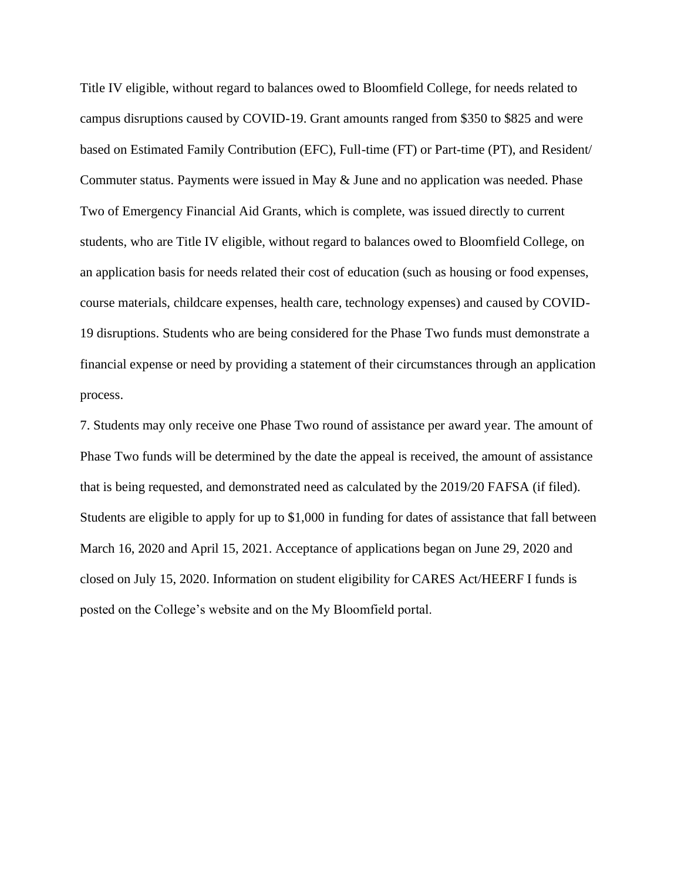Title IV eligible, without regard to balances owed to Bloomfield College, for needs related to campus disruptions caused by COVID-19. Grant amounts ranged from $350 to $825 and were based on Estimated Family Contribution (EFC), Full-time (FT) or Part-time (PT), and Resident/ Commuter status. Payments were issued in May & June and no application was needed. Phase Two of Emergency Financial Aid Grants, which is complete, was issued directly to current students, who are Title IV eligible, without regard to balances owed to Bloomfield College, on an application basis for needs related their cost of education (such as housing or food expenses, course materials, childcare expenses, health care, technology expenses) and caused by COVID-19 disruptions. Students who are being considered for the Phase Two funds must demonstrate a financial expense or need by providing a statement of their circumstances through an application process.

7. Students may only receive one Phase Two round of assistance per award year. The amount of Phase Two funds will be determined by the date the appeal is received, the amount of assistance that is being requested, and demonstrated need as calculated by the 2019/20 FAFSA (if filed). Students are eligible to apply for up to $1,000 in funding for dates of assistance that fall between March 16, 2020 and April 15, 2021. Acceptance of applications began on June 29, 2020 and closed on July 15, 2020. Information on student eligibility for CARES Act/HEERF I funds is posted on the College's website and on the My Bloomfield portal.